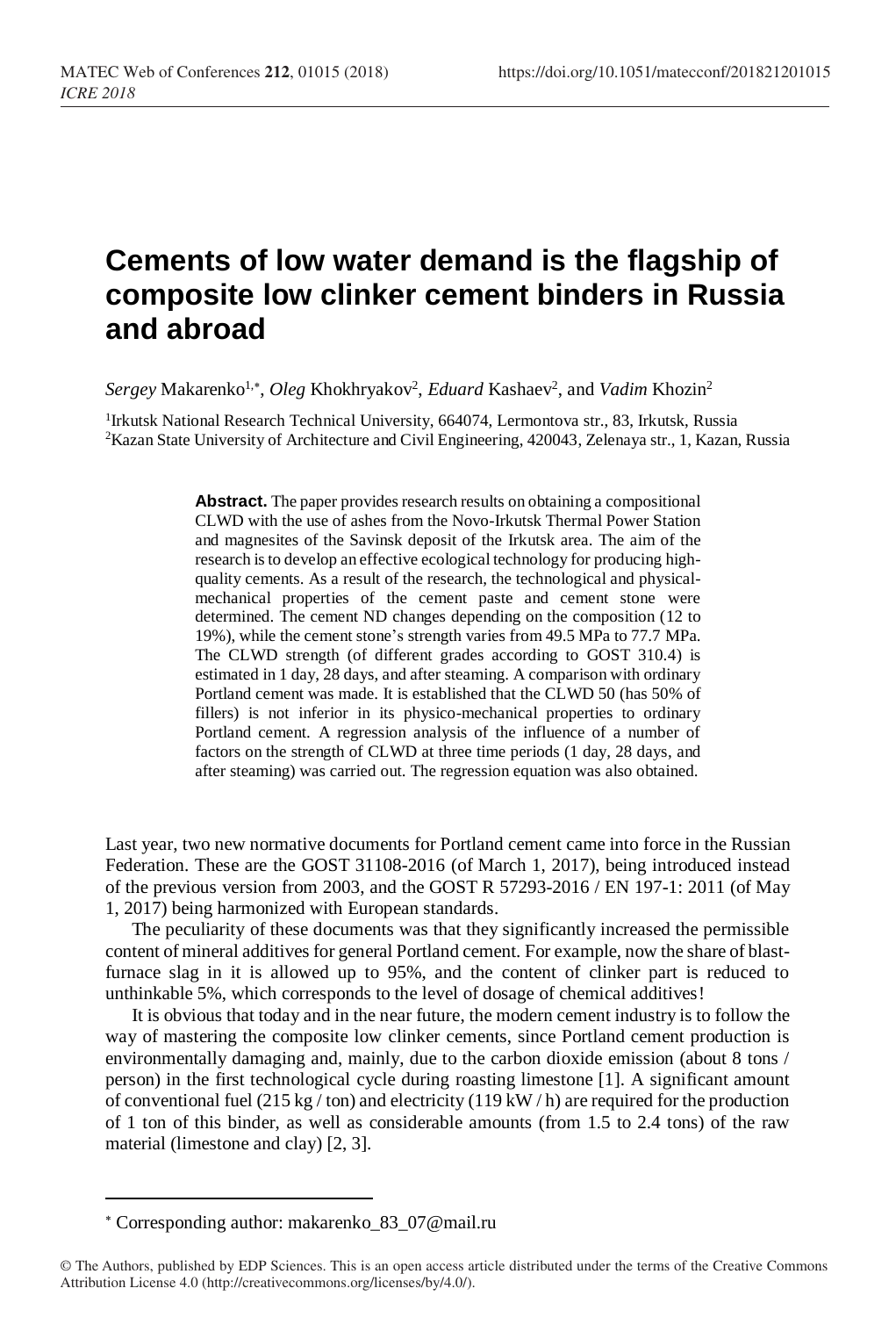# Cements of low water demand is the flagship of composite low clinker cement binders in Russia and abroad

*Sergey* Makarenko[1,*], *Oleg* Khokhryakov[2], *Eduard* Kashaev[2], and *Vadim* Khozin[2]

[1]Irkutsk National Research Technical University, 664074, Lermontova str., 83, Irkutsk, Russia
[2]Kazan State University of Architecture and Civil Engineering, 420043, Zelenaya str., 1, Kazan, Russia

**Abstract.** The paper provides research results on obtaining a compositional CLWD with the use of ashes from the Novo-Irkutsk Thermal Power Station and magnesites of the Savinsk deposit of the Irkutsk area. The aim of the research is to develop an effective ecological technology for producing high-quality cements. As a result of the research, the technological and physical-mechanical properties of the cement paste and cement stone were determined. The cement ND changes depending on the composition (12 to 19%), while the cement stone's strength varies from 49.5 MPa to 77.7 MPa. The CLWD strength (of different grades according to GOST 310.4) is estimated in 1 day, 28 days, and after steaming. A comparison with ordinary Portland cement was made. It is established that the CLWD 50 (has 50% of fillers) is not inferior in its physico-mechanical properties to ordinary Portland cement. A regression analysis of the influence of a number of factors on the strength of CLWD at three time periods (1 day, 28 days, and after steaming) was carried out. The regression equation was also obtained.

Last year, two new normative documents for Portland cement came into force in the Russian Federation. These are the GOST 31108-2016 (of March 1, 2017), being introduced instead of the previous version from 2003, and the GOST R 57293-2016 / EN 197-1: 2011 (of May 1, 2017) being harmonized with European standards.

The peculiarity of these documents was that they significantly increased the permissible content of mineral additives for general Portland cement. For example, now the share of blast-furnace slag in it is allowed up to 95%, and the content of clinker part is reduced to unthinkable 5%, which corresponds to the level of dosage of chemical additives!

It is obvious that today and in the near future, the modern cement industry is to follow the way of mastering the composite low clinker cements, since Portland cement production is environmentally damaging and, mainly, due to the carbon dioxide emission (about 8 tons / person) in the first technological cycle during roasting limestone [1]. A significant amount of conventional fuel (215 kg / ton) and electricity (119 kW / h) are required for the production of 1 ton of this binder, as well as considerable amounts (from 1.5 to 2.4 tons) of the raw material (limestone and clay) [2, 3].

* Corresponding author: makarenko_83_07@mail.ru

© The Authors, published by EDP Sciences. This is an open access article distributed under the terms of the Creative Commons Attribution License 4.0 (http://creativecommons.org/licenses/by/4.0/).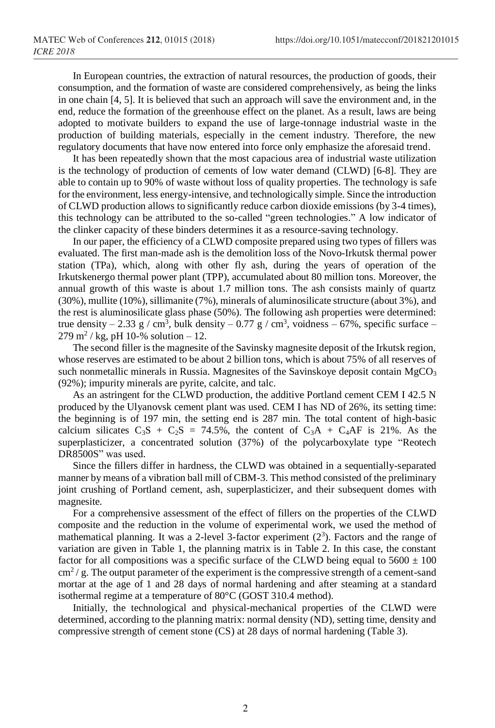In European countries, the extraction of natural resources, the production of goods, their consumption, and the formation of waste are considered comprehensively, as being the links in one chain [4, 5]. It is believed that such an approach will save the environment and, in the end, reduce the formation of the greenhouse effect on the planet. As a result, laws are being adopted to motivate builders to expand the use of large-tonnage industrial waste in the production of building materials, especially in the cement industry. Therefore, the new regulatory documents that have now entered into force only emphasize the aforesaid trend.

It has been repeatedly shown that the most capacious area of industrial waste utilization is the technology of production of cements of low water demand (CLWD) [6-8]. They are able to contain up to 90% of waste without loss of quality properties. The technology is safe for the environment, less energy-intensive, and technologically simple. Since the introduction of CLWD production allows to significantly reduce carbon dioxide emissions (by 3-4 times), this technology can be attributed to the so-called "green technologies." A low indicator of the clinker capacity of these binders determines it as a resource-saving technology.

In our paper, the efficiency of a CLWD composite prepared using two types of fillers was evaluated. The first man-made ash is the demolition loss of the Novo-Irkutsk thermal power station (TPa), which, along with other fly ash, during the years of operation of the Irkutskenergo thermal power plant (TPP), accumulated about 80 million tons. Moreover, the annual growth of this waste is about 1.7 million tons. The ash consists mainly of quartz (30%), mullite (10%), sillimanite (7%), minerals of aluminosilicate structure (about 3%), and the rest is aluminosilicate glass phase (50%). The following ash properties were determined: true density – 2.33 g / cm$^3$, bulk density – 0.77 g / cm$^3$, voidness – 67%, specific surface – 279 m$^2$ / kg, pH 10-% solution – 12.

The second filler is the magnesite of the Savinsky magnesite deposit of the Irkutsk region, whose reserves are estimated to be about 2 billion tons, which is about 75% of all reserves of such nonmetallic minerals in Russia. Magnesites of the Savinskoye deposit contain $MgCO_3$ (92%); impurity minerals are pyrite, calcite, and talc.

As an astringent for the CLWD production, the additive Portland cement CEM I 42.5 N produced by the Ulyanovsk cement plant was used. CEM I has ND of 26%, its setting time: the beginning is of 197 min, the setting end is 287 min. The total content of high-basic calcium silicates $C_3S$ + $C_2S$ = 74.5%, the content of $C_3A$ + $C_4AF$ is 21%. As the superplasticizer, a concentrated solution (37%) of the polycarboxylate type "Reotech DR8500S" was used.

Since the fillers differ in hardness, the CLWD was obtained in a sequentially-separated manner by means of a vibration ball mill of CBM-3. This method consisted of the preliminary joint crushing of Portland cement, ash, superplasticizer, and their subsequent domes with magnesite.

For a comprehensive assessment of the effect of fillers on the properties of the CLWD composite and the reduction in the volume of experimental work, we used the method of mathematical planning. It was a 2-level 3-factor experiment ($2^3$). Factors and the range of variation are given in Table 1, the planning matrix is in Table 2. In this case, the constant factor for all compositions was a specific surface of the CLWD being equal to 5600 ± 100 cm$^2$ / g. The output parameter of the experiment is the compressive strength of a cement-sand mortar at the age of 1 and 28 days of normal hardening and after steaming at a standard isothermal regime at a temperature of 80°C (GOST 310.4 method).

Initially, the technological and physical-mechanical properties of the CLWD were determined, according to the planning matrix: normal density (ND), setting time, density and compressive strength of cement stone (CS) at 28 days of normal hardening (Table 3).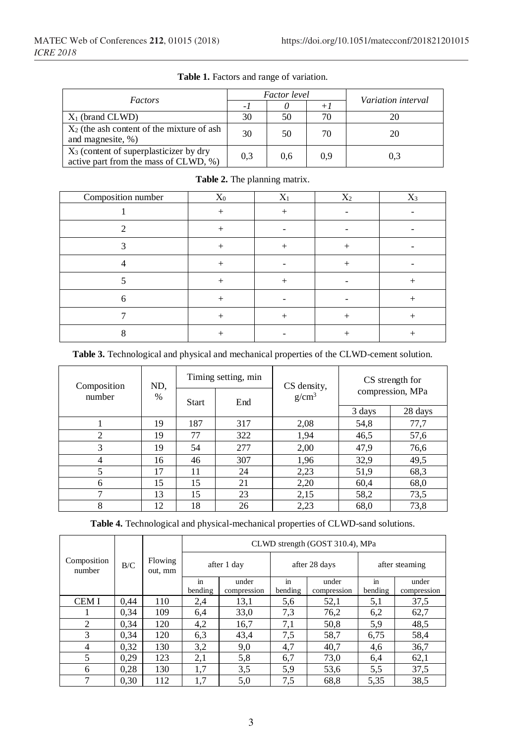**Table 1.** Factors and range of variation.

| *Factors* | *Factor level* | | | *Variation interval* |
|---|---|---|---|---|
| | *-1* | *0* | *+1* | |
| $X_1$ (brand CLWD) | 30 | 50 | 70 | 20 |
| $X_2$ (the ash content of the mixture of ash and magnesite, %) | 30 | 50 | 70 | 20 |
| $X_3$ (content of superplasticizer by dry active part from the mass of CLWD, %) | 0,3 | 0,6 | 0,9 | 0,3 |

**Table 2.** The planning matrix.

| Composition number | $X_0$ | $X_1$ | $X_2$ | $X_3$ |
|---|---|---|---|---|
| 1 | + | + | - | - |
| 2 | + | - | - | - |
| 3 | + | + | + | - |
| 4 | + | - | + | - |
| 5 | + | + | - | + |
| 6 | + | - | - | + |
| 7 | + | + | + | + |
| 8 | + | - | + | + |

**Table 3.** Technological and physical and mechanical properties of the CLWD-cement solution.

| Composition number | ND, % | Timing setting, min | | CS density, g/cm$^3$ | CS strength for compression, MPa | |
|---|---|---|---|---|---|---|
| | | Start | End | | 3 days | 28 days |
| 1 | 19 | 187 | 317 | 2,08 | 54,8 | 77,7 |
| 2 | 19 | 77 | 322 | 1,94 | 46,5 | 57,6 |
| 3 | 19 | 54 | 277 | 2,00 | 47,9 | 76,6 |
| 4 | 16 | 46 | 307 | 1,96 | 32,9 | 49,5 |
| 5 | 17 | 11 | 24 | 2,23 | 51,9 | 68,3 |
| 6 | 15 | 15 | 21 | 2,20 | 60,4 | 68,0 |
| 7 | 13 | 15 | 23 | 2,15 | 58,2 | 73,5 |
| 8 | 12 | 18 | 26 | 2,23 | 68,0 | 73,8 |

**Table 4.** Technological and physical-mechanical properties of CLWD-sand solutions.

| Composition number | B/C | Flowing out, mm | CLWD strength (GOST 310.4), MPa | | | | | |
|---|---|---|---|---|---|---|---|---|
| | | | after 1 day | | after 28 days | | after steaming | |
| | | | in bending | under compression | in bending | under compression | in bending | under compression |
| CEM I | 0,44 | 110 | 2,4 | 13,1 | 5,6 | 52,1 | 5,1 | 37,5 |
| 1 | 0,34 | 109 | 6,4 | 33,0 | 7,3 | 76,2 | 6,2 | 62,7 |
| 2 | 0,34 | 120 | 4,2 | 16,7 | 7,1 | 50,8 | 5,9 | 48,5 |
| 3 | 0,34 | 120 | 6,3 | 43,4 | 7,5 | 58,7 | 6,75 | 58,4 |
| 4 | 0,32 | 130 | 3,2 | 9,0 | 4,7 | 40,7 | 4,6 | 36,7 |
| 5 | 0,29 | 123 | 2,1 | 5,8 | 6,7 | 73,0 | 6,4 | 62,1 |
| 6 | 0,28 | 130 | 1,7 | 3,5 | 5,9 | 53,6 | 5,5 | 37,5 |
| 7 | 0,30 | 112 | 1,7 | 5,0 | 7,5 | 68,8 | 5,35 | 38,5 |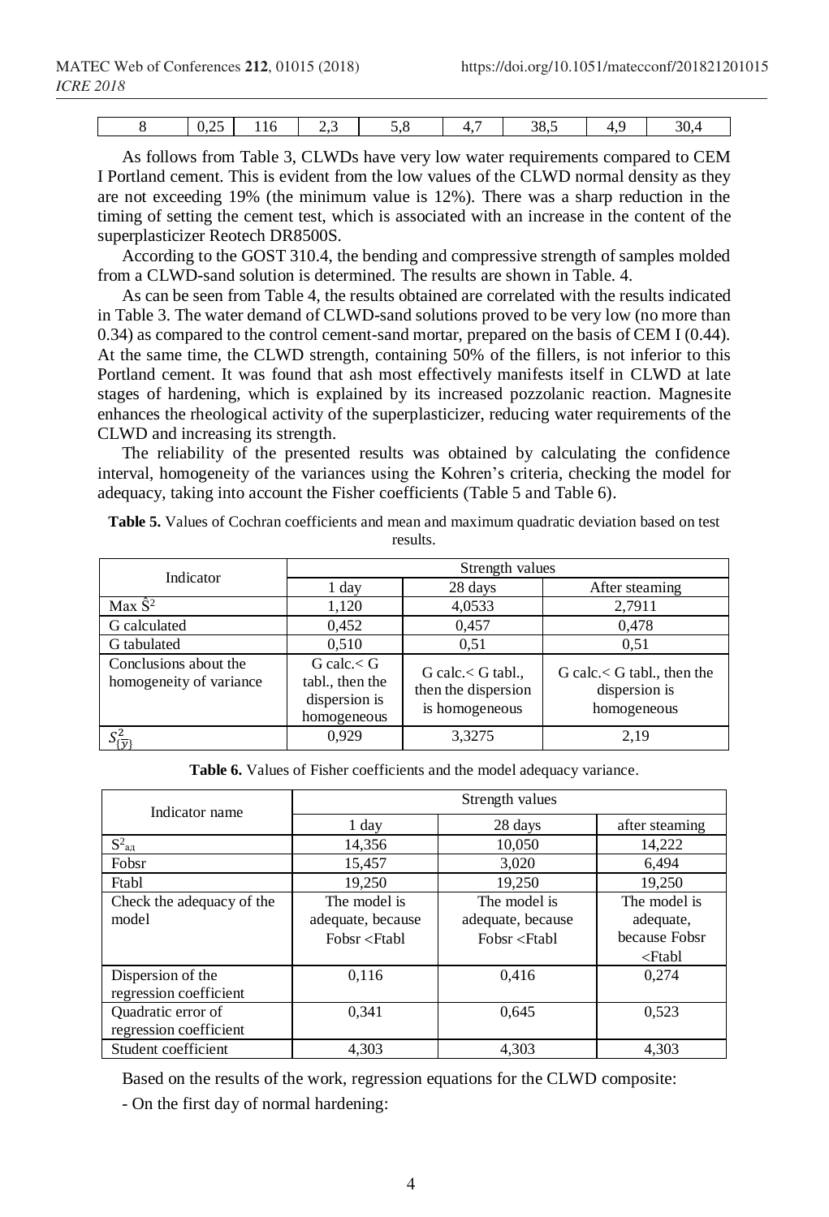| 8 | 0,25 | 116 | 2,3 | 5,8 | 4,7 | 38,5 | 4,9 | 30,4 |
|---|---|---|---|---|---|---|---|---|

As follows from Table 3, CLWDs have very low water requirements compared to CEM I Portland cement. This is evident from the low values of the CLWD normal density as they are not exceeding 19% (the minimum value is 12%). There was a sharp reduction in the timing of setting the cement test, which is associated with an increase in the content of the superplasticizer Reotech DR8500S.

According to the GOST 310.4, the bending and compressive strength of samples molded from a CLWD-sand solution is determined. The results are shown in Table. 4.

As can be seen from Table 4, the results obtained are correlated with the results indicated in Table 3. The water demand of CLWD-sand solutions proved to be very low (no more than 0.34) as compared to the control cement-sand mortar, prepared on the basis of CEM I (0.44). At the same time, the CLWD strength, containing 50% of the fillers, is not inferior to this Portland cement. It was found that ash most effectively manifests itself in CLWD at late stages of hardening, which is explained by its increased pozzolanic reaction. Magnesite enhances the rheological activity of the superplasticizer, reducing water requirements of the CLWD and increasing its strength.

The reliability of the presented results was obtained by calculating the confidence interval, homogeneity of the variances using the Kohren's criteria, checking the model for adequacy, taking into account the Fisher coefficients (Table 5 and Table 6).

**Table 5.** Values of Cochran coefficients and mean and maximum quadratic deviation based on test results.

| Indicator | Strength values | | |
|---|---|---|---|
| | 1 day | 28 days | After steaming |
| Max $\hat{S}^2$ | 1,120 | 4,0533 | 2,7911 |
| G calculated | 0,452 | 0,457 | 0,478 |
| G tabulated | 0,510 | 0,51 | 0,51 |
| Conclusions about the homogeneity of variance | G calc.< G tabl., then the dispersion is homogeneous | G calc.< G tabl., then the dispersion is homogeneous | G calc.< G tabl., then the dispersion is homogeneous |
| $S^2_{\{\bar{y}\}}$ | 0,929 | 3,3275 | 2,19 |

**Table 6.** Values of Fisher coefficients and the model adequacy variance.

| Indicator name | Strength values | | |
|---|---|---|---|
| | 1 day | 28 days | after steaming |
| $S^2_{ад}$ | 14,356 | 10,050 | 14,222 |
| Fobsr | 15,457 | 3,020 | 6,494 |
| Ftabl | 19,250 | 19,250 | 19,250 |
| Check the adequacy of the model | The model is adequate, because Fobsr <Ftabl | The model is adequate, because Fobsr <Ftabl | The model is adequate, because Fobsr <Ftabl |
| Dispersion of the regression coefficient | 0,116 | 0,416 | 0,274 |
| Quadratic error of regression coefficient | 0,341 | 0,645 | 0,523 |
| Student coefficient | 4,303 | 4,303 | 4,303 |

Based on the results of the work, regression equations for the CLWD composite:

- On the first day of normal hardening: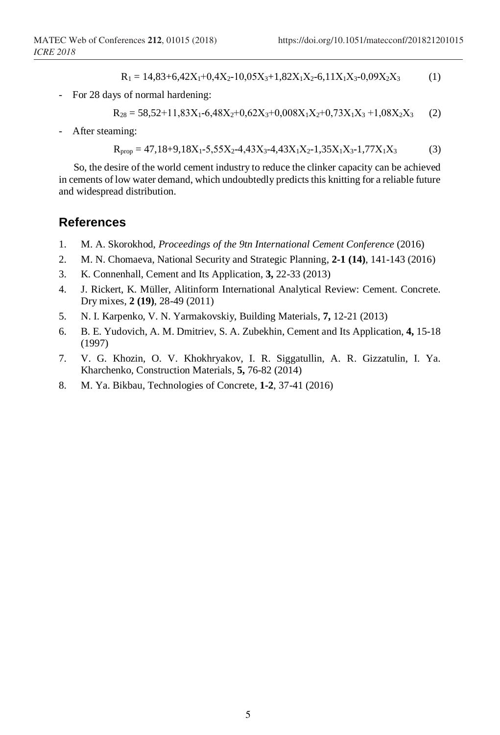$$R_1 = 14,83+6,42X_1+0,4X_2-10,05X_3+1,82X_1X_2-6,11X_1X_3-0,09X_2X_3 \quad (1)$$

- For 28 days of normal hardening:

$$R_{28} = 58,52+11,83X_1-6,48X_2+0,62X_3+0,008X_1X_2+0,73X_1X_3+1,08X_2X_3 \quad (2)$$

- After steaming:

$$R_{prop} = 47,18+9,18X_1-5,55X_2-4,43X_3-4,43X_1X_2-1,35X_1X_3-1,77X_1X_3 \quad (3)$$

So, the desire of the world cement industry to reduce the clinker capacity can be achieved in cements of low water demand, which undoubtedly predicts this knitting for a reliable future and widespread distribution.

## References

1. M. A. Skorokhod, *Proceedings of the 9tn International Cement Conference* (2016)
2. M. N. Chomaeva, National Security and Strategic Planning, **2-1 (14)**, 141-143 (2016)
3. K. Connenhall, Cement and Its Application, **3,** 22-33 (2013)
4. J. Rickert, K. Müller, Alitinform International Analytical Review: Cement. Concrete. Dry mixes, **2 (19)**, 28-49 (2011)
5. N. I. Karpenko, V. N. Yarmakovskiy, Building Materials, **7,** 12-21 (2013)
6. B. E. Yudovich, A. M. Dmitriev, S. A. Zubekhin, Cement and Its Application, **4,** 15-18 (1997)
7. V. G. Khozin, O. V. Khokhryakov, I. R. Siggatullin, A. R. Gizzatulin, I. Ya. Kharchenko, Construction Materials, **5,** 76-82 (2014)
8. M. Ya. Bikbau, Technologies of Concrete, **1-2**, 37-41 (2016)